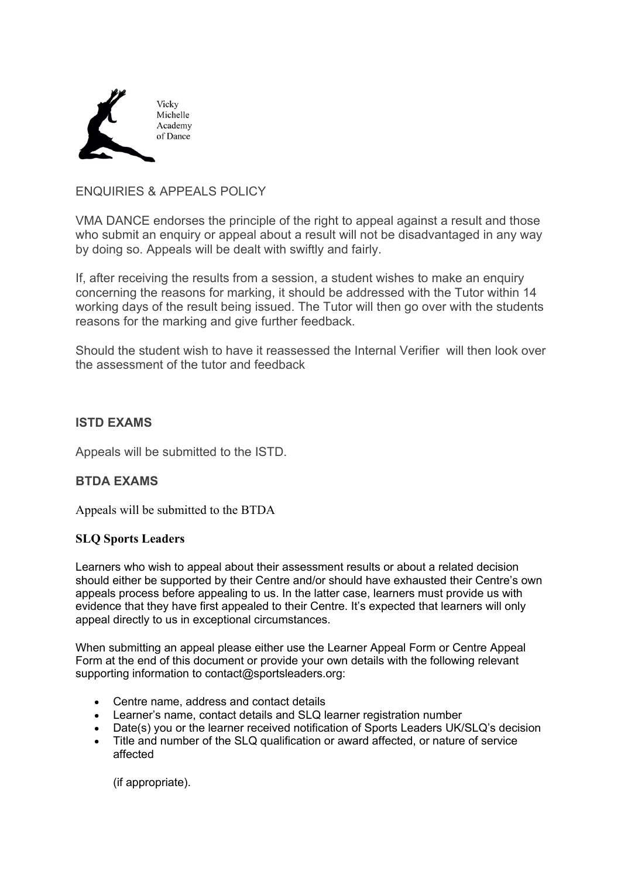Vicky
Michelle
Academy
of Dance

# ENQUIRIES & APPEALS POLICY

VMA DANCE endorses the principle of the right to appeal against a result and those who submit an enquiry or appeal about a result will not be disadvantaged in any way by doing so. Appeals will be dealt with swiftly and fairly.

If, after receiving the results from a session, a student wishes to make an enquiry concerning the reasons for marking, it should be addressed with the Tutor within 14 working days of the result being issued. The Tutor will then go over with the students reasons for the marking and give further feedback.

Should the student wish to have it reassessed the Internal Verifier will then look over the assessment of the tutor and feedback

## ISTD EXAMS

Appeals will be submitted to the ISTD.

## BTDA EXAMS

Appeals will be submitted to the BTDA

## SLQ Sports Leaders

Learners who wish to appeal about their assessment results or about a related decision should either be supported by their Centre and/or should have exhausted their Centre's own appeals process before appealing to us. In the latter case, learners must provide us with evidence that they have first appealed to their Centre. It's expected that learners will only appeal directly to us in exceptional circumstances.

When submitting an appeal please either use the Learner Appeal Form or Centre Appeal Form at the end of this document or provide your own details with the following relevant supporting information to contact@sportsleaders.org:

- Centre name, address and contact details
- Learner's name, contact details and SLQ learner registration number
- Date(s) you or the learner received notification of Sports Leaders UK/SLQ's decision
- Title and number of the SLQ qualification or award affected, or nature of service affected

  (if appropriate).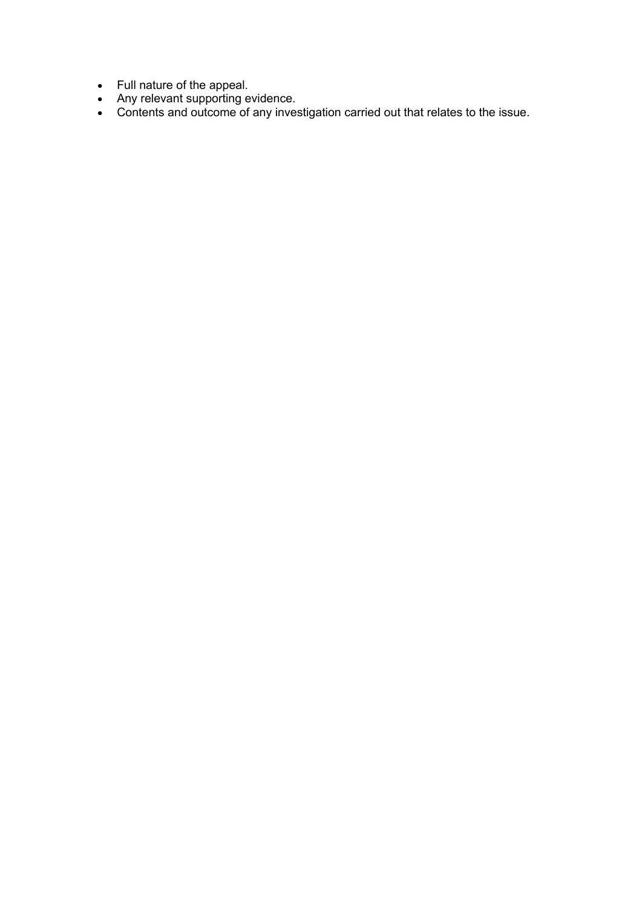- Full nature of the appeal.
- Any relevant supporting evidence.
- Contents and outcome of any investigation carried out that relates to the issue.